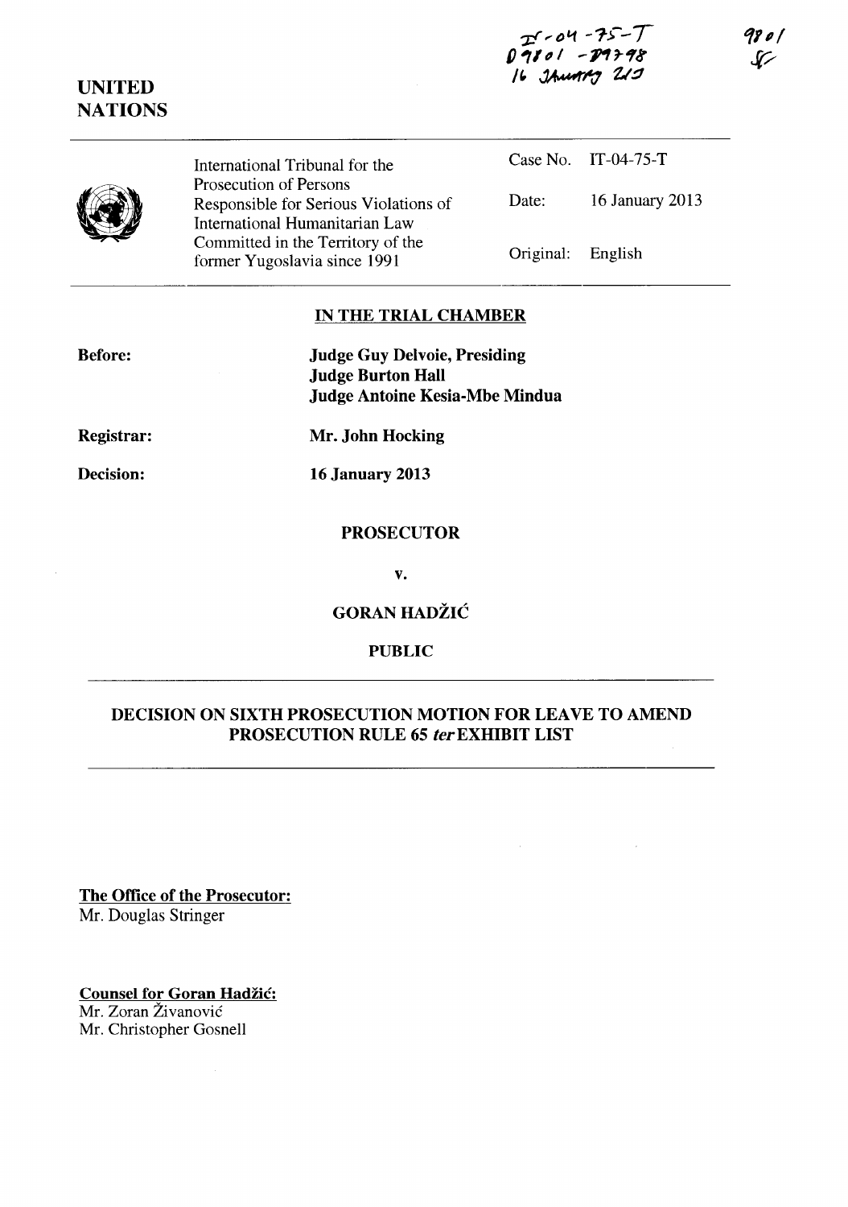IT-04-75-T
D9801 - D9798
16 January 2013

9801
SF

**UNITED NATIONS**

| International Tribunal for the Prosecution of Persons Responsible for Serious Violations of International Humanitarian Law Committed in the Territory of the former Yugoslavia since 1991 | Case No. | IT-04-75-T |
|---|---|---|
| | Date: | 16 January 2013 |
| | Original: | English |

**IN THE TRIAL CHAMBER**

**Before:** **Judge Guy Delvoie, Presiding**
**Judge Burton Hall**
**Judge Antoine Kesia-Mbe Mindua**

**Registrar:** **Mr. John Hocking**

**Decision:** **16 January 2013**

**PROSECUTOR**

**v.**

**GORAN HADŽIĆ**

**PUBLIC**

**DECISION ON SIXTH PROSECUTION MOTION FOR LEAVE TO AMEND PROSECUTION RULE 65 *ter* EXHIBIT LIST**

**The Office of the Prosecutor:**
Mr. Douglas Stringer

**Counsel for Goran Hadžić:**
Mr. Zoran Živanović
Mr. Christopher Gosnell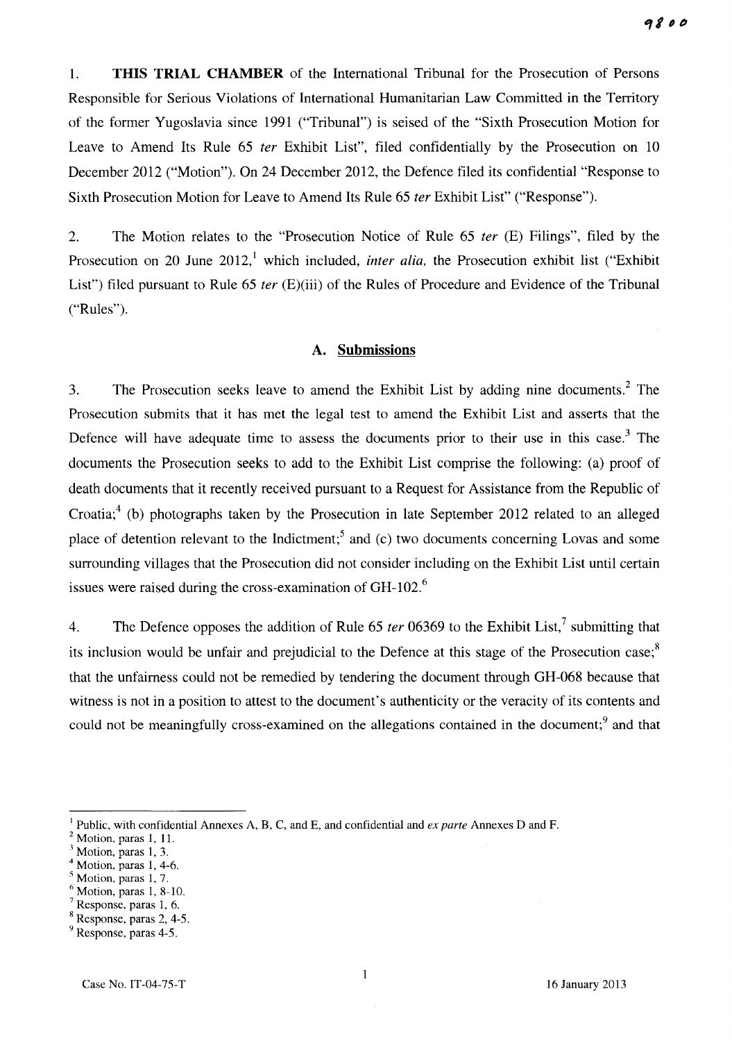1. **THIS TRIAL CHAMBER** of the International Tribunal for the Prosecution of Persons Responsible for Serious Violations of International Humanitarian Law Committed in the Territory of the former Yugoslavia since 1991 ("Tribunal") is seised of the "Sixth Prosecution Motion for Leave to Amend Its Rule 65 *ter* Exhibit List", filed confidentially by the Prosecution on 10 December 2012 ("Motion"). On 24 December 2012, the Defence filed its confidential "Response to Sixth Prosecution Motion for Leave to Amend Its Rule 65 *ter* Exhibit List" ("Response").

2. The Motion relates to the "Prosecution Notice of Rule 65 *ter* (E) Filings", filed by the Prosecution on 20 June 2012,[1] which included, *inter alia*, the Prosecution exhibit list ("Exhibit List") filed pursuant to Rule 65 *ter* (E)(iii) of the Rules of Procedure and Evidence of the Tribunal ("Rules").

## A. Submissions

3. The Prosecution seeks leave to amend the Exhibit List by adding nine documents.[2] The Prosecution submits that it has met the legal test to amend the Exhibit List and asserts that the Defence will have adequate time to assess the documents prior to their use in this case.[3] The documents the Prosecution seeks to add to the Exhibit List comprise the following: (a) proof of death documents that it recently received pursuant to a Request for Assistance from the Republic of Croatia;[4] (b) photographs taken by the Prosecution in late September 2012 related to an alleged place of detention relevant to the Indictment;[5] and (c) two documents concerning Lovas and some surrounding villages that the Prosecution did not consider including on the Exhibit List until certain issues were raised during the cross-examination of GH-102.[6]

4. The Defence opposes the addition of Rule 65 *ter* 06369 to the Exhibit List,[7] submitting that its inclusion would be unfair and prejudicial to the Defence at this stage of the Prosecution case;[8] that the unfairness could not be remedied by tendering the document through GH-068 because that witness is not in a position to attest to the document's authenticity or the veracity of its contents and could not be meaningfully cross-examined on the allegations contained in the document;[9] and that

---

[1] Public, with confidential Annexes A, B, C, and E, and confidential and *ex parte* Annexes D and F.
[2] Motion, paras 1, 11.
[3] Motion, paras 1, 3.
[4] Motion, paras 1, 4-6.
[5] Motion, paras 1, 7.
[6] Motion, paras 1, 8-10.
[7] Response, paras 1, 6.
[8] Response, paras 2, 4-5.
[9] Response, paras 4-5.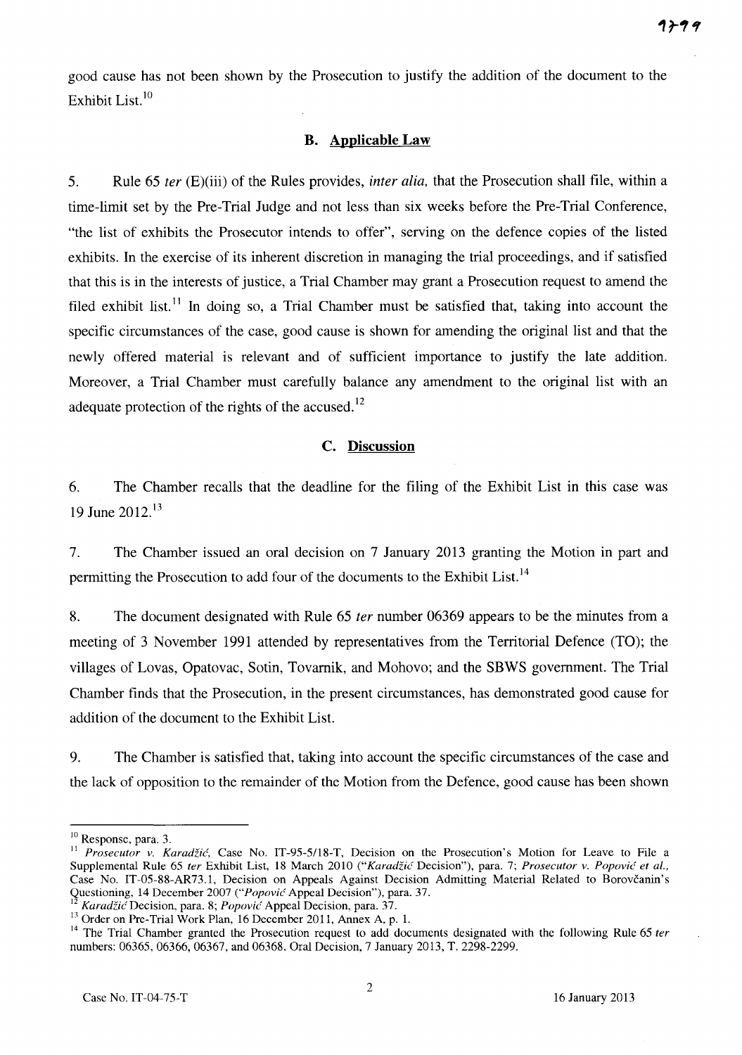good cause has not been shown by the Prosecution to justify the addition of the document to the Exhibit List.[10]

## B. Applicable Law

5. Rule 65 *ter* (E)(iii) of the Rules provides, *inter alia*, that the Prosecution shall file, within a time-limit set by the Pre-Trial Judge and not less than six weeks before the Pre-Trial Conference, "the list of exhibits the Prosecutor intends to offer", serving on the defence copies of the listed exhibits. In the exercise of its inherent discretion in managing the trial proceedings, and if satisfied that this is in the interests of justice, a Trial Chamber may grant a Prosecution request to amend the filed exhibit list.[11] In doing so, a Trial Chamber must be satisfied that, taking into account the specific circumstances of the case, good cause is shown for amending the original list and that the newly offered material is relevant and of sufficient importance to justify the late addition. Moreover, a Trial Chamber must carefully balance any amendment to the original list with an adequate protection of the rights of the accused.[12]

## C. Discussion

6. The Chamber recalls that the deadline for the filing of the Exhibit List in this case was 19 June 2012.[13]

7. The Chamber issued an oral decision on 7 January 2013 granting the Motion in part and permitting the Prosecution to add four of the documents to the Exhibit List.[14]

8. The document designated with Rule 65 *ter* number 06369 appears to be the minutes from a meeting of 3 November 1991 attended by representatives from the Territorial Defence (TO); the villages of Lovas, Opatovac, Sotin, Tovarnik, and Mohovo; and the SBWS government. The Trial Chamber finds that the Prosecution, in the present circumstances, has demonstrated good cause for addition of the document to the Exhibit List.

9. The Chamber is satisfied that, taking into account the specific circumstances of the case and the lack of opposition to the remainder of the Motion from the Defence, good cause has been shown

---

[10] Response, para. 3.

[11] *Prosecutor v. Karadžić*, Case No. IT-95-5/18-T, Decision on the Prosecution's Motion for Leave to File a Supplemental Rule 65 *ter* Exhibit List, 18 March 2010 ("*Karadžić* Decision"), para. 7; *Prosecutor v. Popović et al.*, Case No. IT-05-88-AR73.1, Decision on Appeals Against Decision Admitting Material Related to Borovčanin's Questioning, 14 December 2007 ("*Popović* Appeal Decision"), para. 37.

[12] *Karadžić* Decision, para. 8; *Popović* Appeal Decision, para. 37.

[13] Order on Pre-Trial Work Plan, 16 December 2011, Annex A, p. 1.

[14] The Trial Chamber granted the Prosecution request to add documents designated with the following Rule 65 *ter* numbers: 06365, 06366, 06367, and 06368. Oral Decision, 7 January 2013, T. 2298-2299.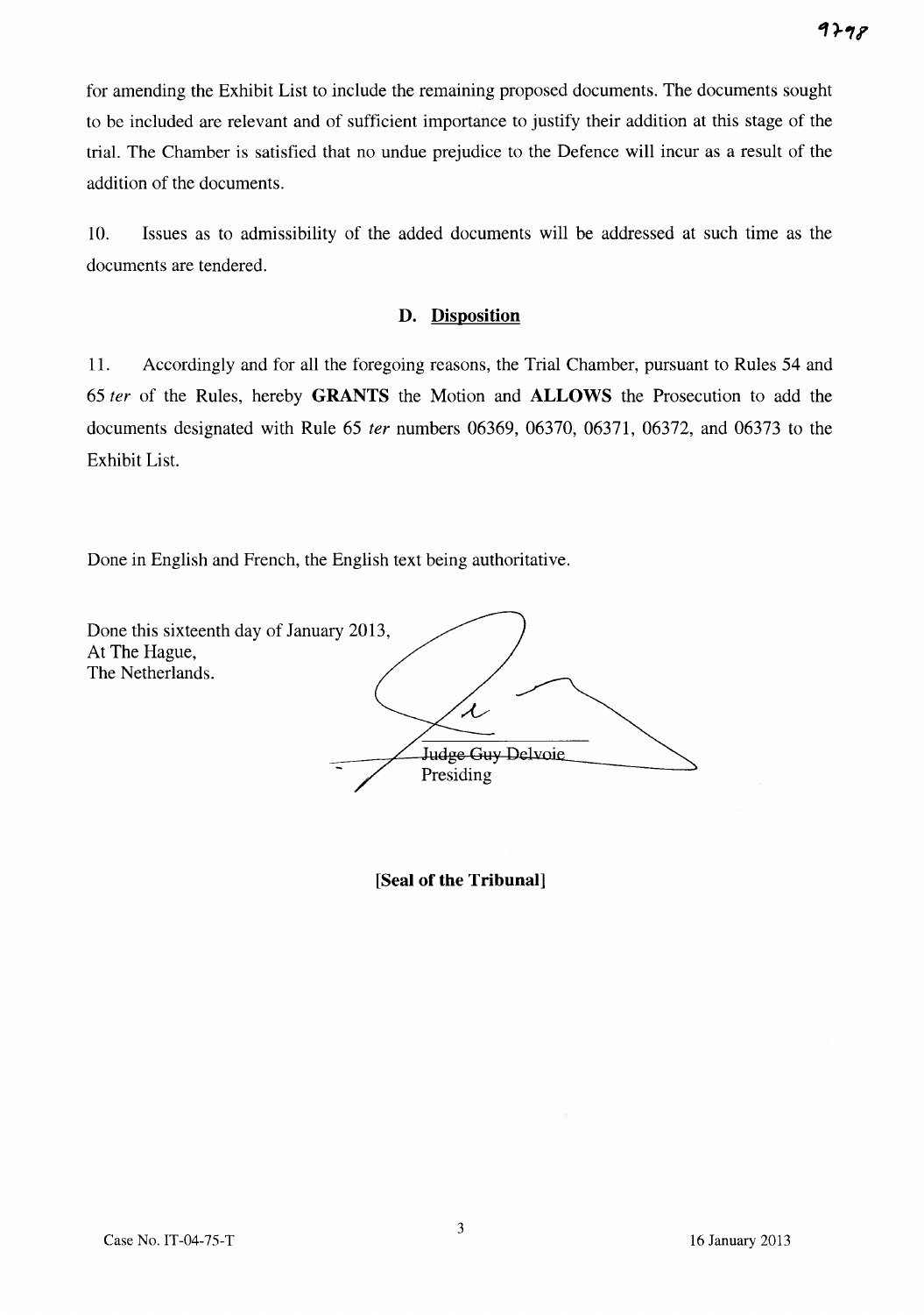for amending the Exhibit List to include the remaining proposed documents. The documents sought to be included are relevant and of sufficient importance to justify their addition at this stage of the trial. The Chamber is satisfied that no undue prejudice to the Defence will incur as a result of the addition of the documents.

10. Issues as to admissibility of the added documents will be addressed at such time as the documents are tendered.

### D. Disposition

11. Accordingly and for all the foregoing reasons, the Trial Chamber, pursuant to Rules 54 and 65 *ter* of the Rules, hereby **GRANTS** the Motion and **ALLOWS** the Prosecution to add the documents designated with Rule 65 *ter* numbers 06369, 06370, 06371, 06372, and 06373 to the Exhibit List.

Done in English and French, the English text being authoritative.

Done this sixteenth day of January 2013,
At The Hague,
The Netherlands.

Judge Guy Delvoie
Presiding

**[Seal of the Tribunal]**